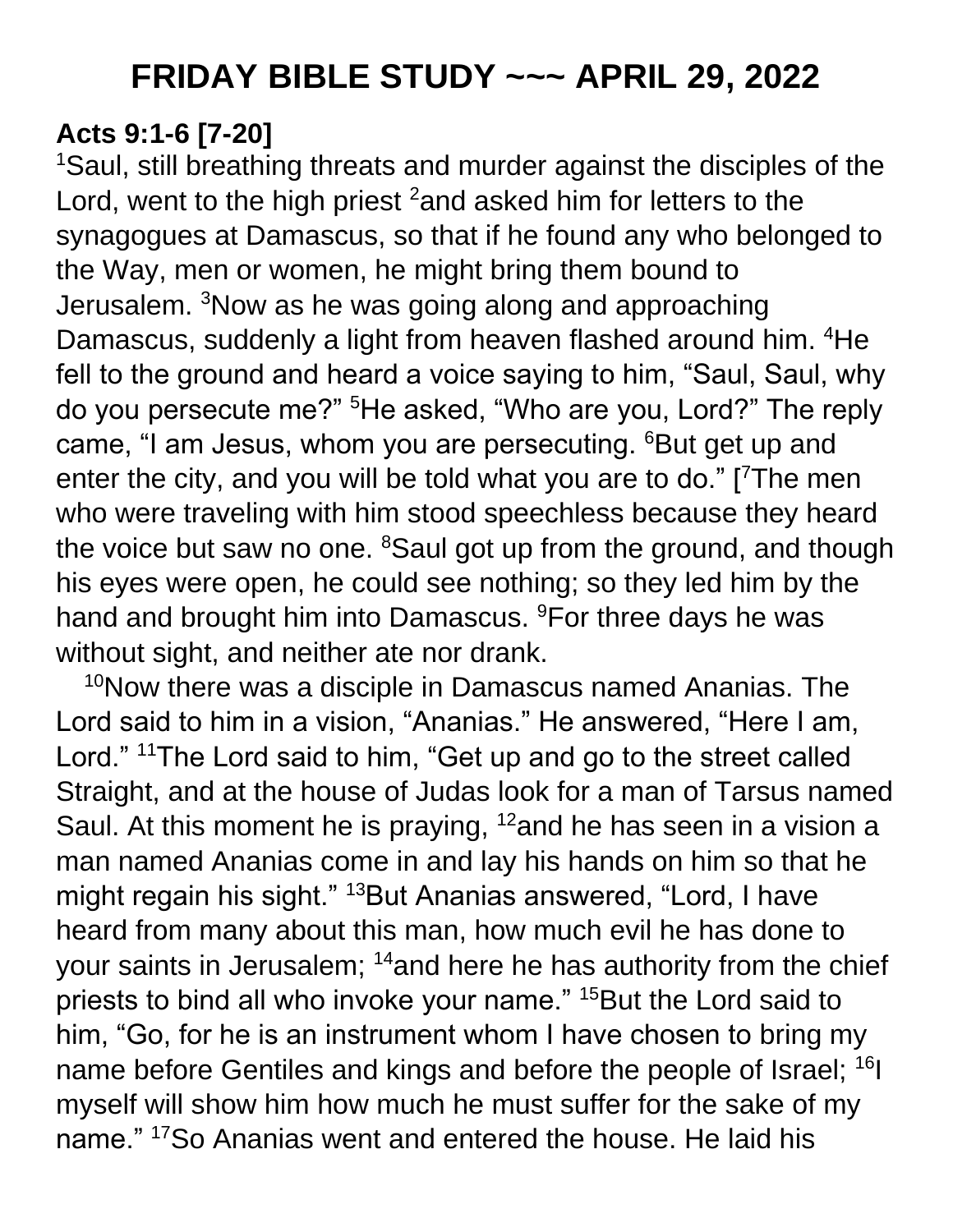# FRIDAY BIBLE STUDY ~~~ APRIL 29, 2022

**Acts 9:1-6 [7-20]**

[1]Saul, still breathing threats and murder against the disciples of the Lord, went to the high priest [2]and asked him for letters to the synagogues at Damascus, so that if he found any who belonged to the Way, men or women, he might bring them bound to Jerusalem. [3]Now as he was going along and approaching Damascus, suddenly a light from heaven flashed around him. [4]He fell to the ground and heard a voice saying to him, "Saul, Saul, why do you persecute me?" [5]He asked, "Who are you, Lord?" The reply came, "I am Jesus, whom you are persecuting. [6]But get up and enter the city, and you will be told what you are to do." [[7]The men who were traveling with him stood speechless because they heard the voice but saw no one. [8]Saul got up from the ground, and though his eyes were open, he could see nothing; so they led him by the hand and brought him into Damascus. [9]For three days he was without sight, and neither ate nor drank.

[10]Now there was a disciple in Damascus named Ananias. The Lord said to him in a vision, "Ananias." He answered, "Here I am, Lord." [11]The Lord said to him, "Get up and go to the street called Straight, and at the house of Judas look for a man of Tarsus named Saul. At this moment he is praying, [12]and he has seen in a vision a man named Ananias come in and lay his hands on him so that he might regain his sight." [13]But Ananias answered, "Lord, I have heard from many about this man, how much evil he has done to your saints in Jerusalem; [14]and here he has authority from the chief priests to bind all who invoke your name." [15]But the Lord said to him, "Go, for he is an instrument whom I have chosen to bring my name before Gentiles and kings and before the people of Israel; [16]I myself will show him how much he must suffer for the sake of my name." [17]So Ananias went and entered the house. He laid his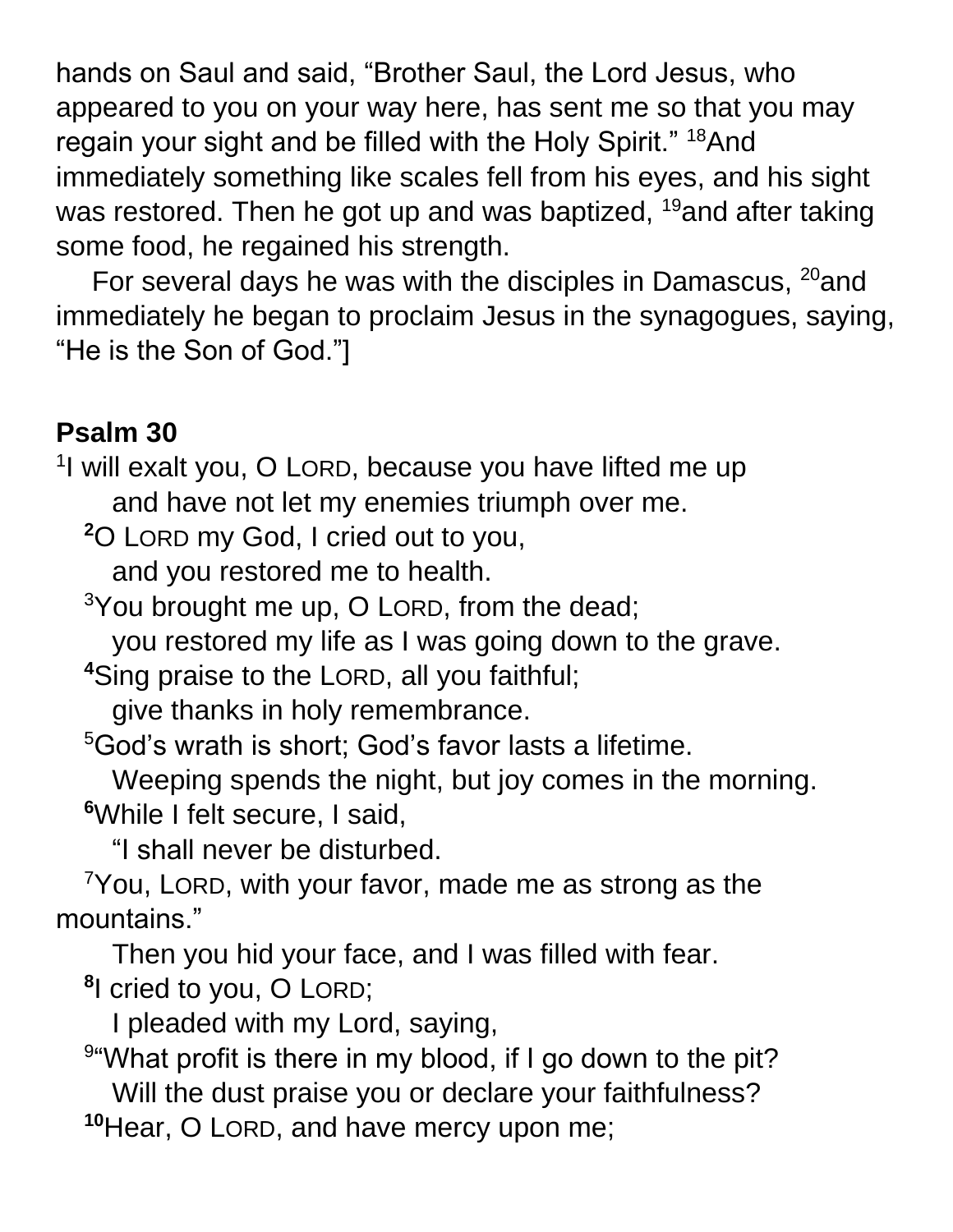hands on Saul and said, “Brother Saul, the Lord Jesus, who appeared to you on your way here, has sent me so that you may regain your sight and be filled with the Holy Spirit.” [18]And immediately something like scales fell from his eyes, and his sight was restored. Then he got up and was baptized, [19]and after taking some food, he regained his strength.

For several days he was with the disciples in Damascus, [20]and immediately he began to proclaim Jesus in the synagogues, saying, “He is the Son of God.”]

**Psalm 30**

[1]I will exalt you, O LORD, because you have lifted me up
and have not let my enemies triumph over me.
**[2]**O LORD my God, I cried out to you,
and you restored me to health.
[3]You brought me up, O LORD, from the dead;
you restored my life as I was going down to the grave.
**[4]**Sing praise to the LORD, all you faithful;
give thanks in holy remembrance.
[5]God’s wrath is short; God’s favor lasts a lifetime.
Weeping spends the night, but joy comes in the morning.
**[6]**While I felt secure, I said,
“I shall never be disturbed.
[7]You, LORD, with your favor, made me as strong as the mountains.”
Then you hid your face, and I was filled with fear.
**[8]**I cried to you, O LORD;
I pleaded with my Lord, saying,
[9]“What profit is there in my blood, if I go down to the pit?
Will the dust praise you or declare your faithfulness?
**[10]**Hear, O LORD, and have mercy upon me;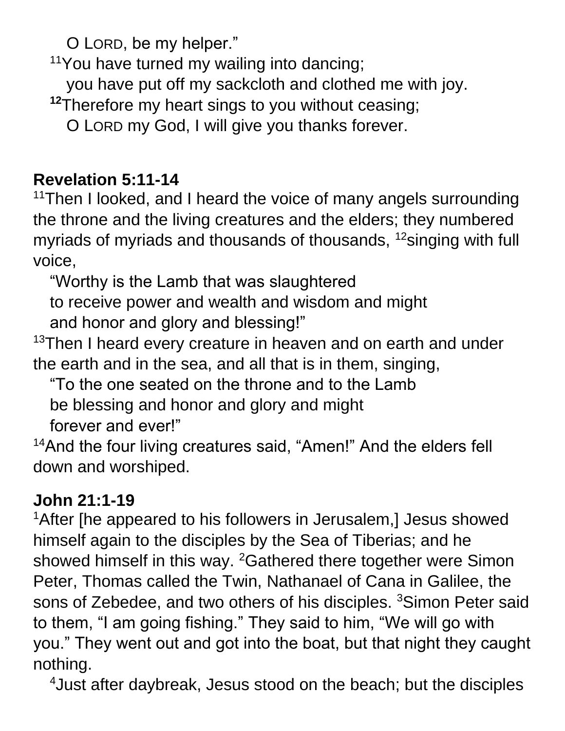O LORD, be my helper."

[11]You have turned my wailing into dancing;
you have put off my sackcloth and clothed me with joy.

**[12]**Therefore my heart sings to you without ceasing;
O LORD my God, I will give you thanks forever.

**Revelation 5:11-14**

[11]Then I looked, and I heard the voice of many angels surrounding the throne and the living creatures and the elders; they numbered myriads of myriads and thousands of thousands, [12]singing with full voice,

"Worthy is the Lamb that was slaughtered
to receive power and wealth and wisdom and might
and honor and glory and blessing!"

[13]Then I heard every creature in heaven and on earth and under the earth and in the sea, and all that is in them, singing,

"To the one seated on the throne and to the Lamb
be blessing and honor and glory and might
forever and ever!"

[14]And the four living creatures said, "Amen!" And the elders fell down and worshiped.

**John 21:1-19**

[1]After [he appeared to his followers in Jerusalem,] Jesus showed himself again to the disciples by the Sea of Tiberias; and he showed himself in this way. [2]Gathered there together were Simon Peter, Thomas called the Twin, Nathanael of Cana in Galilee, the sons of Zebedee, and two others of his disciples. [3]Simon Peter said to them, "I am going fishing." They said to him, "We will go with you." They went out and got into the boat, but that night they caught nothing.

[4]Just after daybreak, Jesus stood on the beach; but the disciples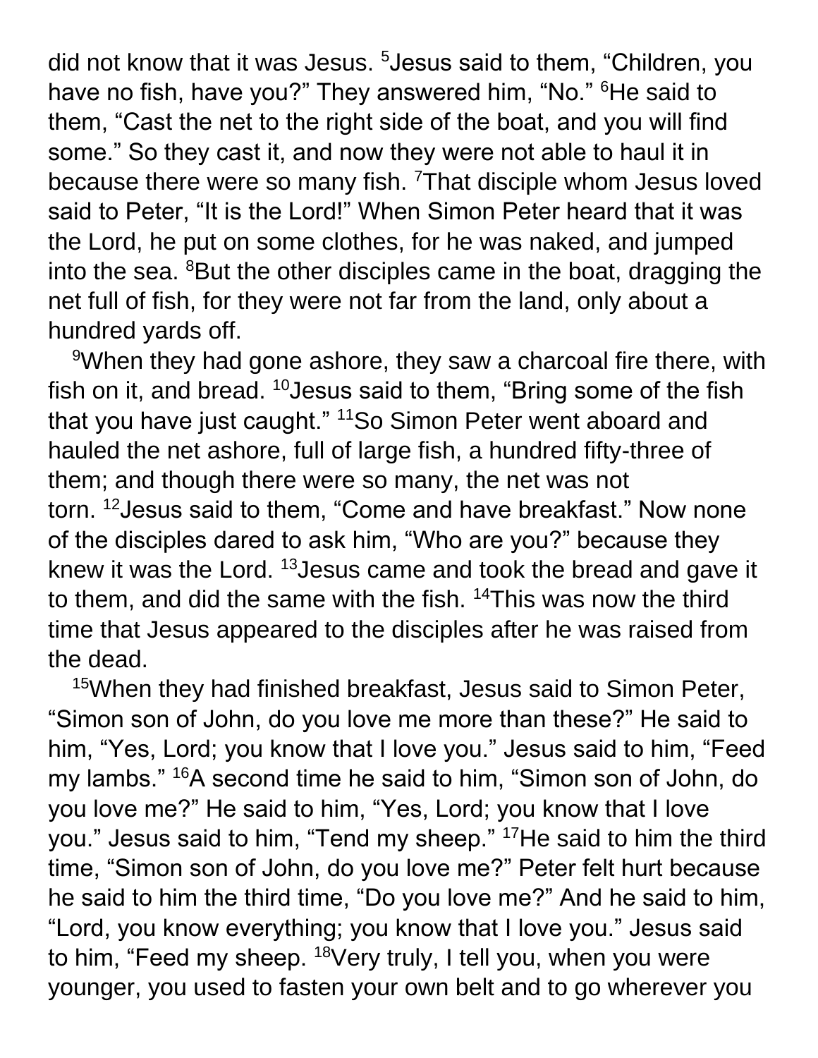did not know that it was Jesus. [5]Jesus said to them, “Children, you have no fish, have you?” They answered him, “No.” [6]He said to them, “Cast the net to the right side of the boat, and you will find some.” So they cast it, and now they were not able to haul it in because there were so many fish. [7]That disciple whom Jesus loved said to Peter, “It is the Lord!” When Simon Peter heard that it was the Lord, he put on some clothes, for he was naked, and jumped into the sea. [8]But the other disciples came in the boat, dragging the net full of fish, for they were not far from the land, only about a hundred yards off.

[9]When they had gone ashore, they saw a charcoal fire there, with fish on it, and bread. [10]Jesus said to them, “Bring some of the fish that you have just caught.” [11]So Simon Peter went aboard and hauled the net ashore, full of large fish, a hundred fifty-three of them; and though there were so many, the net was not torn. [12]Jesus said to them, “Come and have breakfast.” Now none of the disciples dared to ask him, “Who are you?” because they knew it was the Lord. [13]Jesus came and took the bread and gave it to them, and did the same with the fish. [14]This was now the third time that Jesus appeared to the disciples after he was raised from the dead.

[15]When they had finished breakfast, Jesus said to Simon Peter, “Simon son of John, do you love me more than these?” He said to him, “Yes, Lord; you know that I love you.” Jesus said to him, “Feed my lambs.” [16]A second time he said to him, “Simon son of John, do you love me?” He said to him, “Yes, Lord; you know that I love you.” Jesus said to him, “Tend my sheep.” [17]He said to him the third time, “Simon son of John, do you love me?” Peter felt hurt because he said to him the third time, “Do you love me?” And he said to him, “Lord, you know everything; you know that I love you.” Jesus said to him, “Feed my sheep. [18]Very truly, I tell you, when you were younger, you used to fasten your own belt and to go wherever you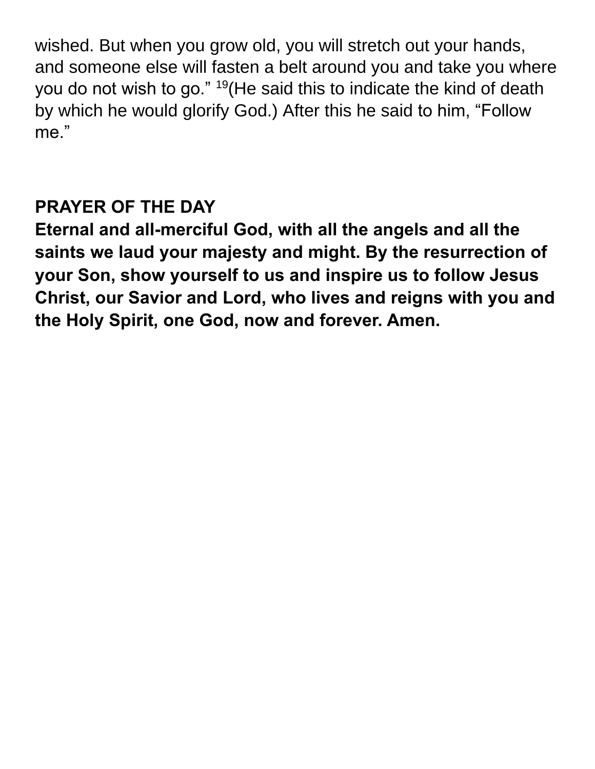wished. But when you grow old, you will stretch out your hands, and someone else will fasten a belt around you and take you where you do not wish to go." [19](He said this to indicate the kind of death by which he would glorify God.) After this he said to him, "Follow me."

**PRAYER OF THE DAY**

**Eternal and all-merciful God, with all the angels and all the saints we laud your majesty and might. By the resurrection of your Son, show yourself to us and inspire us to follow Jesus Christ, our Savior and Lord, who lives and reigns with you and the Holy Spirit, one God, now and forever. Amen.**